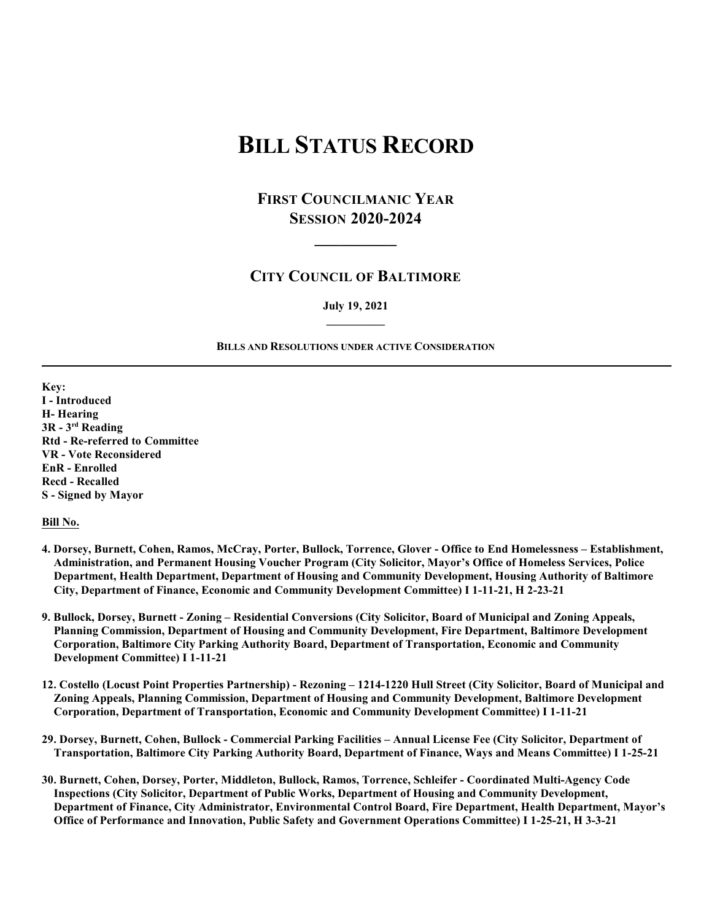# BILL STATUS RECORD

## FIRST COUNCILMANIC YEAR
## SESSION 2020-2024

---

## CITY COUNCIL OF BALTIMORE

**July 19, 2021**

---

**BILLS AND RESOLUTIONS UNDER ACTIVE CONSIDERATION**

---

**Key:**
**I - Introduced**
**H- Hearing**
**3R - 3rd Reading**
**Rtd - Re-referred to Committee**
**VR - Vote Reconsidered**
**EnR - Enrolled**
**Recd - Recalled**
**S - Signed by Mayor**

**Bill No.**

**4. Dorsey, Burnett, Cohen, Ramos, McCray, Porter, Bullock, Torrence, Glover - Office to End Homelessness – Establishment, Administration, and Permanent Housing Voucher Program (City Solicitor, Mayor's Office of Homeless Services, Police Department, Health Department, Department of Housing and Community Development, Housing Authority of Baltimore City, Department of Finance, Economic and Community Development Committee) I 1-11-21, H 2-23-21**

**9. Bullock, Dorsey, Burnett - Zoning – Residential Conversions (City Solicitor, Board of Municipal and Zoning Appeals, Planning Commission, Department of Housing and Community Development, Fire Department, Baltimore Development Corporation, Baltimore City Parking Authority Board, Department of Transportation, Economic and Community Development Committee) I 1-11-21**

**12. Costello (Locust Point Properties Partnership) - Rezoning – 1214-1220 Hull Street (City Solicitor, Board of Municipal and Zoning Appeals, Planning Commission, Department of Housing and Community Development, Baltimore Development Corporation, Department of Transportation, Economic and Community Development Committee) I 1-11-21**

**29. Dorsey, Burnett, Cohen, Bullock - Commercial Parking Facilities – Annual License Fee (City Solicitor, Department of Transportation, Baltimore City Parking Authority Board, Department of Finance, Ways and Means Committee) I 1-25-21**

**30. Burnett, Cohen, Dorsey, Porter, Middleton, Bullock, Ramos, Torrence, Schleifer - Coordinated Multi-Agency Code Inspections (City Solicitor, Department of Public Works, Department of Housing and Community Development, Department of Finance, City Administrator, Environmental Control Board, Fire Department, Health Department, Mayor's Office of Performance and Innovation, Public Safety and Government Operations Committee) I 1-25-21, H 3-3-21**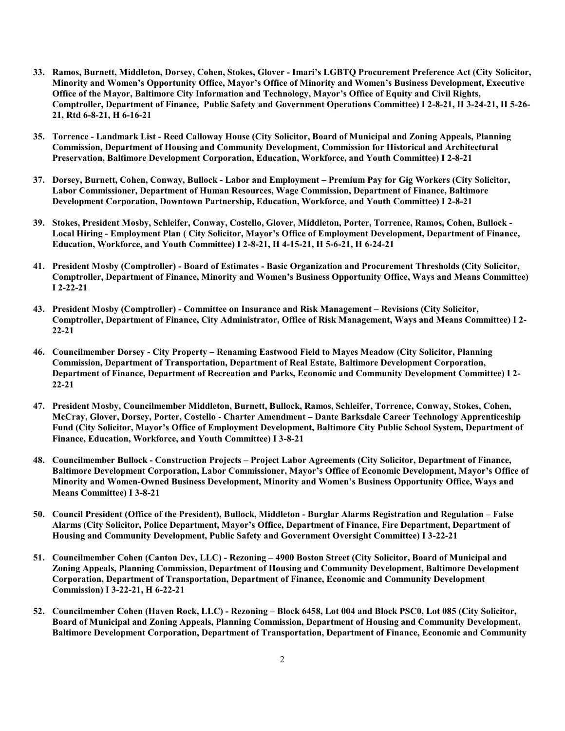**33. Ramos, Burnett, Middleton, Dorsey, Cohen, Stokes, Glover - Imari's LGBTQ Procurement Preference Act (City Solicitor, Minority and Women's Opportunity Office, Mayor's Office of Minority and Women's Business Development, Executive Office of the Mayor, Baltimore City Information and Technology, Mayor's Office of Equity and Civil Rights, Comptroller, Department of Finance, Public Safety and Government Operations Committee) I 2-8-21, H 3-24-21, H 5-26-21, Rtd 6-8-21, H 6-16-21**

**35. Torrence - Landmark List - Reed Calloway House (City Solicitor, Board of Municipal and Zoning Appeals, Planning Commission, Department of Housing and Community Development, Commission for Historical and Architectural Preservation, Baltimore Development Corporation, Education, Workforce, and Youth Committee) I 2-8-21**

**37. Dorsey, Burnett, Cohen, Conway, Bullock - Labor and Employment – Premium Pay for Gig Workers (City Solicitor, Labor Commissioner, Department of Human Resources, Wage Commission, Department of Finance, Baltimore Development Corporation, Downtown Partnership, Education, Workforce, and Youth Committee) I 2-8-21**

**39. Stokes, President Mosby, Schleifer, Conway, Costello, Glover, Middleton, Porter, Torrence, Ramos, Cohen, Bullock - Local Hiring - Employment Plan ( City Solicitor, Mayor's Office of Employment Development, Department of Finance, Education, Workforce, and Youth Committee) I 2-8-21, H 4-15-21, H 5-6-21, H 6-24-21**

**41. President Mosby (Comptroller) - Board of Estimates - Basic Organization and Procurement Thresholds (City Solicitor, Comptroller, Department of Finance, Minority and Women's Business Opportunity Office, Ways and Means Committee) I 2-22-21**

**43. President Mosby (Comptroller) - Committee on Insurance and Risk Management – Revisions (City Solicitor, Comptroller, Department of Finance, City Administrator, Office of Risk Management, Ways and Means Committee) I 2-22-21**

**46. Councilmember Dorsey - City Property – Renaming Eastwood Field to Mayes Meadow (City Solicitor, Planning Commission, Department of Transportation, Department of Real Estate, Baltimore Development Corporation, Department of Finance, Department of Recreation and Parks, Economic and Community Development Committee) I 2-22-21**

**47. President Mosby, Councilmember Middleton, Burnett, Bullock, Ramos, Schleifer, Torrence, Conway, Stokes, Cohen, McCray, Glover, Dorsey, Porter, Costello - Charter Amendment – Dante Barksdale Career Technology Apprenticeship Fund (City Solicitor, Mayor's Office of Employment Development, Baltimore City Public School System, Department of Finance, Education, Workforce, and Youth Committee) I 3-8-21**

**48. Councilmember Bullock - Construction Projects – Project Labor Agreements (City Solicitor, Department of Finance, Baltimore Development Corporation, Labor Commissioner, Mayor's Office of Economic Development, Mayor's Office of Minority and Women-Owned Business Development, Minority and Women's Business Opportunity Office, Ways and Means Committee) I 3-8-21**

**50. Council President (Office of the President), Bullock, Middleton - Burglar Alarms Registration and Regulation – False Alarms (City Solicitor, Police Department, Mayor's Office, Department of Finance, Fire Department, Department of Housing and Community Development, Public Safety and Government Oversight Committee) I 3-22-21**

**51. Councilmember Cohen (Canton Dev, LLC) - Rezoning – 4900 Boston Street (City Solicitor, Board of Municipal and Zoning Appeals, Planning Commission, Department of Housing and Community Development, Baltimore Development Corporation, Department of Transportation, Department of Finance, Economic and Community Development Commission) I 3-22-21, H 6-22-21**

**52. Councilmember Cohen (Haven Rock, LLC) - Rezoning – Block 6458, Lot 004 and Block PSC0, Lot 085 (City Solicitor, Board of Municipal and Zoning Appeals, Planning Commission, Department of Housing and Community Development, Baltimore Development Corporation, Department of Transportation, Department of Finance, Economic and Community**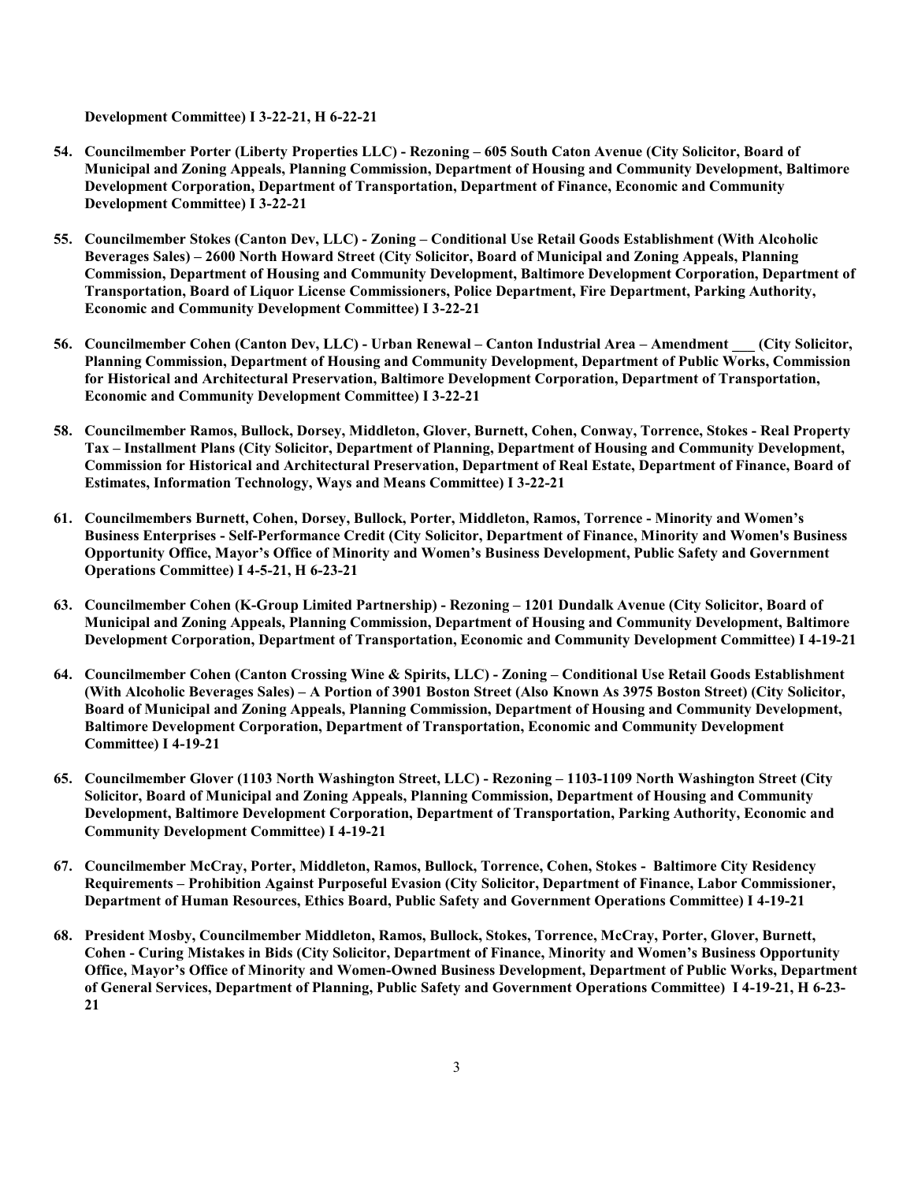**Development Committee) I 3-22-21, H 6-22-21**

54. **Councilmember Porter (Liberty Properties LLC) - Rezoning – 605 South Caton Avenue (City Solicitor, Board of Municipal and Zoning Appeals, Planning Commission, Department of Housing and Community Development, Baltimore Development Corporation, Department of Transportation, Department of Finance, Economic and Community Development Committee) I 3-22-21**

55. **Councilmember Stokes (Canton Dev, LLC) - Zoning – Conditional Use Retail Goods Establishment (With Alcoholic Beverages Sales) – 2600 North Howard Street (City Solicitor, Board of Municipal and Zoning Appeals, Planning Commission, Department of Housing and Community Development, Baltimore Development Corporation, Department of Transportation, Board of Liquor License Commissioners, Police Department, Fire Department, Parking Authority, Economic and Community Development Committee) I 3-22-21**

56. **Councilmember Cohen (Canton Dev, LLC) - Urban Renewal – Canton Industrial Area – Amendment ___ (City Solicitor, Planning Commission, Department of Housing and Community Development, Department of Public Works, Commission for Historical and Architectural Preservation, Baltimore Development Corporation, Department of Transportation, Economic and Community Development Committee) I 3-22-21**

58. **Councilmember Ramos, Bullock, Dorsey, Middleton, Glover, Burnett, Cohen, Conway, Torrence, Stokes - Real Property Tax – Installment Plans (City Solicitor, Department of Planning, Department of Housing and Community Development, Commission for Historical and Architectural Preservation, Department of Real Estate, Department of Finance, Board of Estimates, Information Technology, Ways and Means Committee) I 3-22-21**

61. **Councilmembers Burnett, Cohen, Dorsey, Bullock, Porter, Middleton, Ramos, Torrence - Minority and Women's Business Enterprises - Self-Performance Credit (City Solicitor, Department of Finance, Minority and Women's Business Opportunity Office, Mayor's Office of Minority and Women's Business Development, Public Safety and Government Operations Committee) I 4-5-21, H 6-23-21**

63. **Councilmember Cohen (K-Group Limited Partnership) - Rezoning – 1201 Dundalk Avenue (City Solicitor, Board of Municipal and Zoning Appeals, Planning Commission, Department of Housing and Community Development, Baltimore Development Corporation, Department of Transportation, Economic and Community Development Committee) I 4-19-21**

64. **Councilmember Cohen (Canton Crossing Wine & Spirits, LLC) - Zoning – Conditional Use Retail Goods Establishment (With Alcoholic Beverages Sales) – A Portion of 3901 Boston Street (Also Known As 3975 Boston Street) (City Solicitor, Board of Municipal and Zoning Appeals, Planning Commission, Department of Housing and Community Development, Baltimore Development Corporation, Department of Transportation, Economic and Community Development Committee) I 4-19-21**

65. **Councilmember Glover (1103 North Washington Street, LLC) - Rezoning – 1103-1109 North Washington Street (City Solicitor, Board of Municipal and Zoning Appeals, Planning Commission, Department of Housing and Community Development, Baltimore Development Corporation, Department of Transportation, Parking Authority, Economic and Community Development Committee) I 4-19-21**

67. **Councilmember McCray, Porter, Middleton, Ramos, Bullock, Torrence, Cohen, Stokes - Baltimore City Residency Requirements – Prohibition Against Purposeful Evasion (City Solicitor, Department of Finance, Labor Commissioner, Department of Human Resources, Ethics Board, Public Safety and Government Operations Committee) I 4-19-21**

68. **President Mosby, Councilmember Middleton, Ramos, Bullock, Stokes, Torrence, McCray, Porter, Glover, Burnett, Cohen - Curing Mistakes in Bids (City Solicitor, Department of Finance, Minority and Women's Business Opportunity Office, Mayor's Office of Minority and Women-Owned Business Development, Department of Public Works, Department of General Services, Department of Planning, Public Safety and Government Operations Committee) I 4-19-21, H 6-23-21**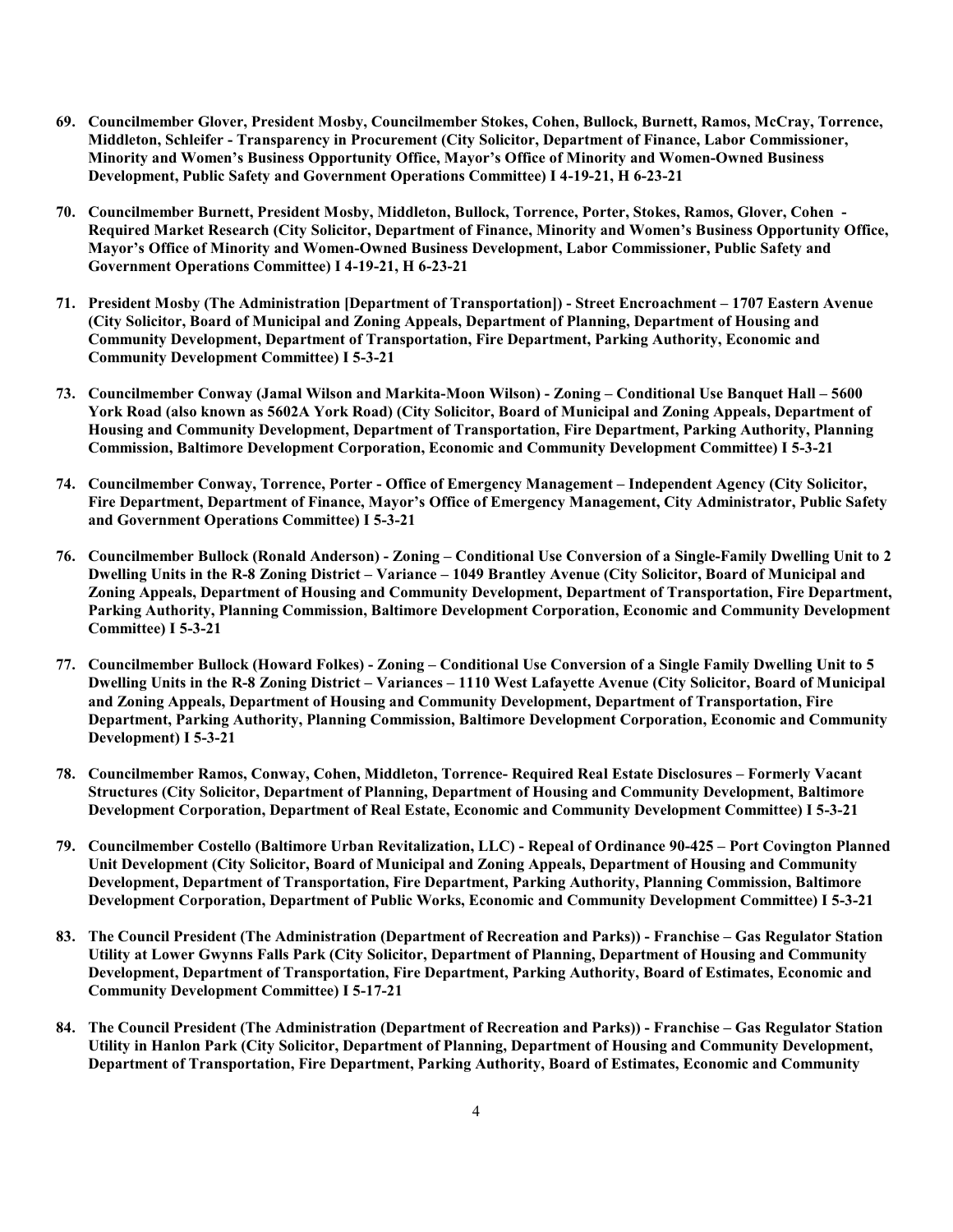**69. Councilmember Glover, President Mosby, Councilmember Stokes, Cohen, Bullock, Burnett, Ramos, McCray, Torrence, Middleton, Schleifer - Transparency in Procurement (City Solicitor, Department of Finance, Labor Commissioner, Minority and Women's Business Opportunity Office, Mayor's Office of Minority and Women-Owned Business Development, Public Safety and Government Operations Committee) I 4-19-21, H 6-23-21**

**70. Councilmember Burnett, President Mosby, Middleton, Bullock, Torrence, Porter, Stokes, Ramos, Glover, Cohen - Required Market Research (City Solicitor, Department of Finance, Minority and Women's Business Opportunity Office, Mayor's Office of Minority and Women-Owned Business Development, Labor Commissioner, Public Safety and Government Operations Committee) I 4-19-21, H 6-23-21**

**71. President Mosby (The Administration [Department of Transportation]) - Street Encroachment – 1707 Eastern Avenue (City Solicitor, Board of Municipal and Zoning Appeals, Department of Planning, Department of Housing and Community Development, Department of Transportation, Fire Department, Parking Authority, Economic and Community Development Committee) I 5-3-21**

**73. Councilmember Conway (Jamal Wilson and Markita-Moon Wilson) - Zoning – Conditional Use Banquet Hall – 5600 York Road (also known as 5602A York Road) (City Solicitor, Board of Municipal and Zoning Appeals, Department of Housing and Community Development, Department of Transportation, Fire Department, Parking Authority, Planning Commission, Baltimore Development Corporation, Economic and Community Development Committee) I 5-3-21**

**74. Councilmember Conway, Torrence, Porter - Office of Emergency Management – Independent Agency (City Solicitor, Fire Department, Department of Finance, Mayor's Office of Emergency Management, City Administrator, Public Safety and Government Operations Committee) I 5-3-21**

**76. Councilmember Bullock (Ronald Anderson) - Zoning – Conditional Use Conversion of a Single-Family Dwelling Unit to 2 Dwelling Units in the R-8 Zoning District – Variance – 1049 Brantley Avenue (City Solicitor, Board of Municipal and Zoning Appeals, Department of Housing and Community Development, Department of Transportation, Fire Department, Parking Authority, Planning Commission, Baltimore Development Corporation, Economic and Community Development Committee) I 5-3-21**

**77. Councilmember Bullock (Howard Folkes) - Zoning – Conditional Use Conversion of a Single Family Dwelling Unit to 5 Dwelling Units in the R-8 Zoning District – Variances – 1110 West Lafayette Avenue (City Solicitor, Board of Municipal and Zoning Appeals, Department of Housing and Community Development, Department of Transportation, Fire Department, Parking Authority, Planning Commission, Baltimore Development Corporation, Economic and Community Development) I 5-3-21**

**78. Councilmember Ramos, Conway, Cohen, Middleton, Torrence- Required Real Estate Disclosures – Formerly Vacant Structures (City Solicitor, Department of Planning, Department of Housing and Community Development, Baltimore Development Corporation, Department of Real Estate, Economic and Community Development Committee) I 5-3-21**

**79. Councilmember Costello (Baltimore Urban Revitalization, LLC) - Repeal of Ordinance 90-425 – Port Covington Planned Unit Development (City Solicitor, Board of Municipal and Zoning Appeals, Department of Housing and Community Development, Department of Transportation, Fire Department, Parking Authority, Planning Commission, Baltimore Development Corporation, Department of Public Works, Economic and Community Development Committee) I 5-3-21**

**83. The Council President (The Administration (Department of Recreation and Parks)) - Franchise – Gas Regulator Station Utility at Lower Gwynns Falls Park (City Solicitor, Department of Planning, Department of Housing and Community Development, Department of Transportation, Fire Department, Parking Authority, Board of Estimates, Economic and Community Development Committee) I 5-17-21**

**84. The Council President (The Administration (Department of Recreation and Parks)) - Franchise – Gas Regulator Station Utility in Hanlon Park (City Solicitor, Department of Planning, Department of Housing and Community Development, Department of Transportation, Fire Department, Parking Authority, Board of Estimates, Economic and Community**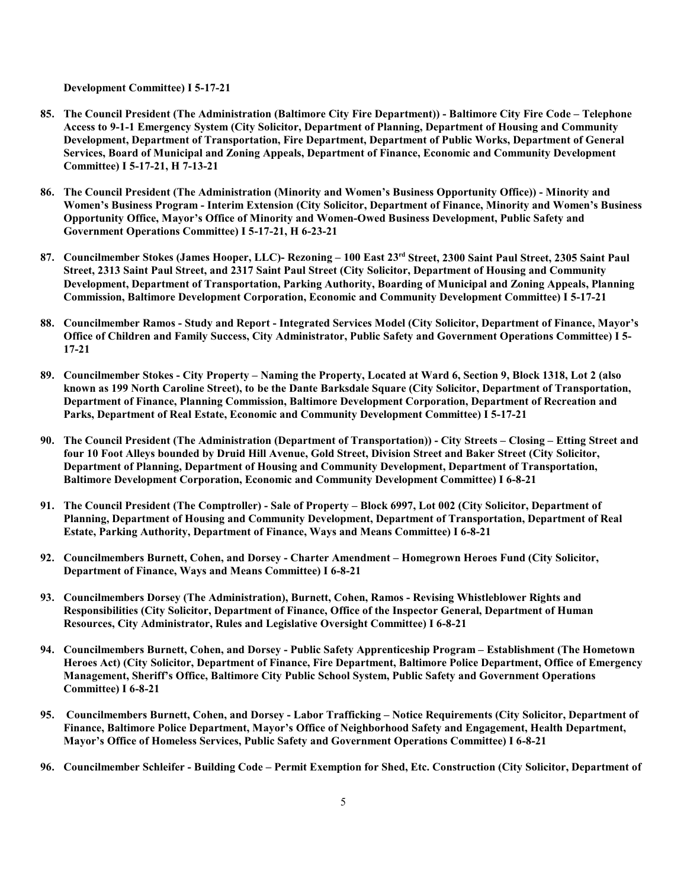**Development Committee) I 5-17-21**

85. **The Council President (The Administration (Baltimore City Fire Department)) - Baltimore City Fire Code – Telephone Access to 9-1-1 Emergency System (City Solicitor, Department of Planning, Department of Housing and Community Development, Department of Transportation, Fire Department, Department of Public Works, Department of General Services, Board of Municipal and Zoning Appeals, Department of Finance, Economic and Community Development Committee) I 5-17-21, H 7-13-21**

86. **The Council President (The Administration (Minority and Women's Business Opportunity Office)) - Minority and Women's Business Program - Interim Extension (City Solicitor, Department of Finance, Minority and Women's Business Opportunity Office, Mayor's Office of Minority and Women-Owed Business Development, Public Safety and Government Operations Committee) I 5-17-21, H 6-23-21**

87. **Councilmember Stokes (James Hooper, LLC)- Rezoning – 100 East 23rd Street, 2300 Saint Paul Street, 2305 Saint Paul Street, 2313 Saint Paul Street, and 2317 Saint Paul Street (City Solicitor, Department of Housing and Community Development, Department of Transportation, Parking Authority, Boarding of Municipal and Zoning Appeals, Planning Commission, Baltimore Development Corporation, Economic and Community Development Committee) I 5-17-21**

88. **Councilmember Ramos - Study and Report - Integrated Services Model (City Solicitor, Department of Finance, Mayor's Office of Children and Family Success, City Administrator, Public Safety and Government Operations Committee) I 5-17-21**

89. **Councilmember Stokes - City Property – Naming the Property, Located at Ward 6, Section 9, Block 1318, Lot 2 (also known as 199 North Caroline Street), to be the Dante Barksdale Square (City Solicitor, Department of Transportation, Department of Finance, Planning Commission, Baltimore Development Corporation, Department of Recreation and Parks, Department of Real Estate, Economic and Community Development Committee) I 5-17-21**

90. **The Council President (The Administration (Department of Transportation)) - City Streets – Closing – Etting Street and four 10 Foot Alleys bounded by Druid Hill Avenue, Gold Street, Division Street and Baker Street (City Solicitor, Department of Planning, Department of Housing and Community Development, Department of Transportation, Baltimore Development Corporation, Economic and Community Development Committee) I 6-8-21**

91. **The Council President (The Comptroller) - Sale of Property – Block 6997, Lot 002 (City Solicitor, Department of Planning, Department of Housing and Community Development, Department of Transportation, Department of Real Estate, Parking Authority, Department of Finance, Ways and Means Committee) I 6-8-21**

92. **Councilmembers Burnett, Cohen, and Dorsey - Charter Amendment – Homegrown Heroes Fund (City Solicitor, Department of Finance, Ways and Means Committee) I 6-8-21**

93. **Councilmembers Dorsey (The Administration), Burnett, Cohen, Ramos - Revising Whistleblower Rights and Responsibilities (City Solicitor, Department of Finance, Office of the Inspector General, Department of Human Resources, City Administrator, Rules and Legislative Oversight Committee) I 6-8-21**

94. **Councilmembers Burnett, Cohen, and Dorsey - Public Safety Apprenticeship Program – Establishment (The Hometown Heroes Act) (City Solicitor, Department of Finance, Fire Department, Baltimore Police Department, Office of Emergency Management, Sheriff's Office, Baltimore City Public School System, Public Safety and Government Operations Committee) I 6-8-21**

95. **Councilmembers Burnett, Cohen, and Dorsey - Labor Trafficking – Notice Requirements (City Solicitor, Department of Finance, Baltimore Police Department, Mayor's Office of Neighborhood Safety and Engagement, Health Department, Mayor's Office of Homeless Services, Public Safety and Government Operations Committee) I 6-8-21**

96. **Councilmember Schleifer - Building Code – Permit Exemption for Shed, Etc. Construction (City Solicitor, Department of**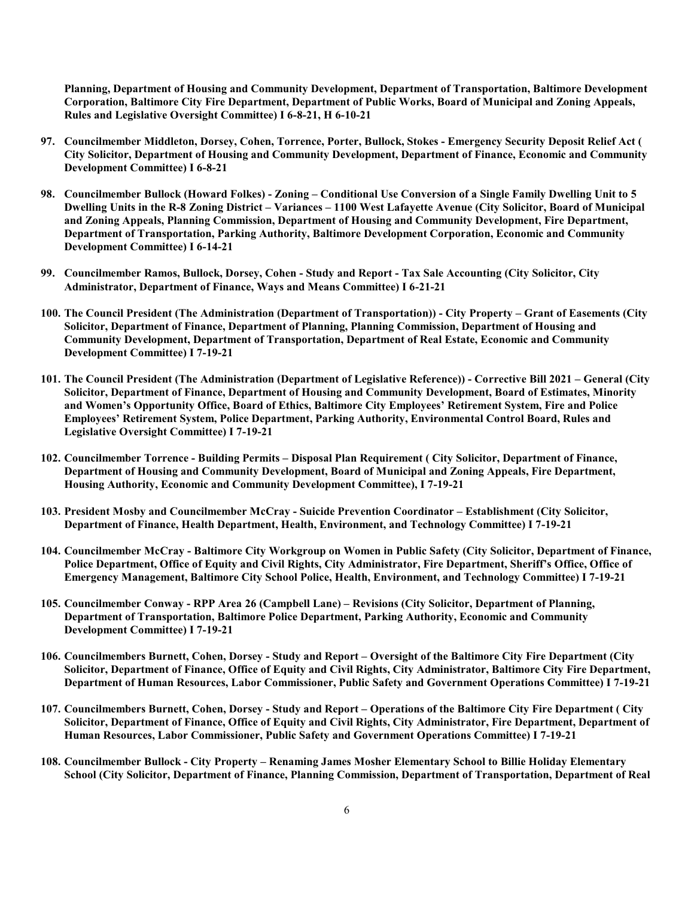**Planning, Department of Housing and Community Development, Department of Transportation, Baltimore Development Corporation, Baltimore City Fire Department, Department of Public Works, Board of Municipal and Zoning Appeals, Rules and Legislative Oversight Committee) I 6-8-21, H 6-10-21**

97. **Councilmember Middleton, Dorsey, Cohen, Torrence, Porter, Bullock, Stokes - Emergency Security Deposit Relief Act ( City Solicitor, Department of Housing and Community Development, Department of Finance, Economic and Community Development Committee) I 6-8-21**

98. **Councilmember Bullock (Howard Folkes) - Zoning – Conditional Use Conversion of a Single Family Dwelling Unit to 5 Dwelling Units in the R-8 Zoning District – Variances – 1100 West Lafayette Avenue (City Solicitor, Board of Municipal and Zoning Appeals, Planning Commission, Department of Housing and Community Development, Fire Department, Department of Transportation, Parking Authority, Baltimore Development Corporation, Economic and Community Development Committee) I 6-14-21**

99. **Councilmember Ramos, Bullock, Dorsey, Cohen - Study and Report - Tax Sale Accounting (City Solicitor, City Administrator, Department of Finance, Ways and Means Committee) I 6-21-21**

100. **The Council President (The Administration (Department of Transportation)) - City Property – Grant of Easements (City Solicitor, Department of Finance, Department of Planning, Planning Commission, Department of Housing and Community Development, Department of Transportation, Department of Real Estate, Economic and Community Development Committee) I 7-19-21**

101. **The Council President (The Administration (Department of Legislative Reference)) - Corrective Bill 2021 – General (City Solicitor, Department of Finance, Department of Housing and Community Development, Board of Estimates, Minority and Women's Opportunity Office, Board of Ethics, Baltimore City Employees' Retirement System, Fire and Police Employees' Retirement System, Police Department, Parking Authority, Environmental Control Board, Rules and Legislative Oversight Committee) I 7-19-21**

102. **Councilmember Torrence - Building Permits – Disposal Plan Requirement ( City Solicitor, Department of Finance, Department of Housing and Community Development, Board of Municipal and Zoning Appeals, Fire Department, Housing Authority, Economic and Community Development Committee), I 7-19-21**

103. **President Mosby and Councilmember McCray - Suicide Prevention Coordinator – Establishment (City Solicitor, Department of Finance, Health Department, Health, Environment, and Technology Committee) I 7-19-21**

104. **Councilmember McCray - Baltimore City Workgroup on Women in Public Safety (City Solicitor, Department of Finance, Police Department, Office of Equity and Civil Rights, City Administrator, Fire Department, Sheriff's Office, Office of Emergency Management, Baltimore City School Police, Health, Environment, and Technology Committee) I 7-19-21**

105. **Councilmember Conway - RPP Area 26 (Campbell Lane) – Revisions (City Solicitor, Department of Planning, Department of Transportation, Baltimore Police Department, Parking Authority, Economic and Community Development Committee) I 7-19-21**

106. **Councilmembers Burnett, Cohen, Dorsey - Study and Report – Oversight of the Baltimore City Fire Department (City Solicitor, Department of Finance, Office of Equity and Civil Rights, City Administrator, Baltimore City Fire Department, Department of Human Resources, Labor Commissioner, Public Safety and Government Operations Committee) I 7-19-21**

107. **Councilmembers Burnett, Cohen, Dorsey - Study and Report – Operations of the Baltimore City Fire Department ( City Solicitor, Department of Finance, Office of Equity and Civil Rights, City Administrator, Fire Department, Department of Human Resources, Labor Commissioner, Public Safety and Government Operations Committee) I 7-19-21**

108. **Councilmember Bullock - City Property – Renaming James Mosher Elementary School to Billie Holiday Elementary School (City Solicitor, Department of Finance, Planning Commission, Department of Transportation, Department of Real**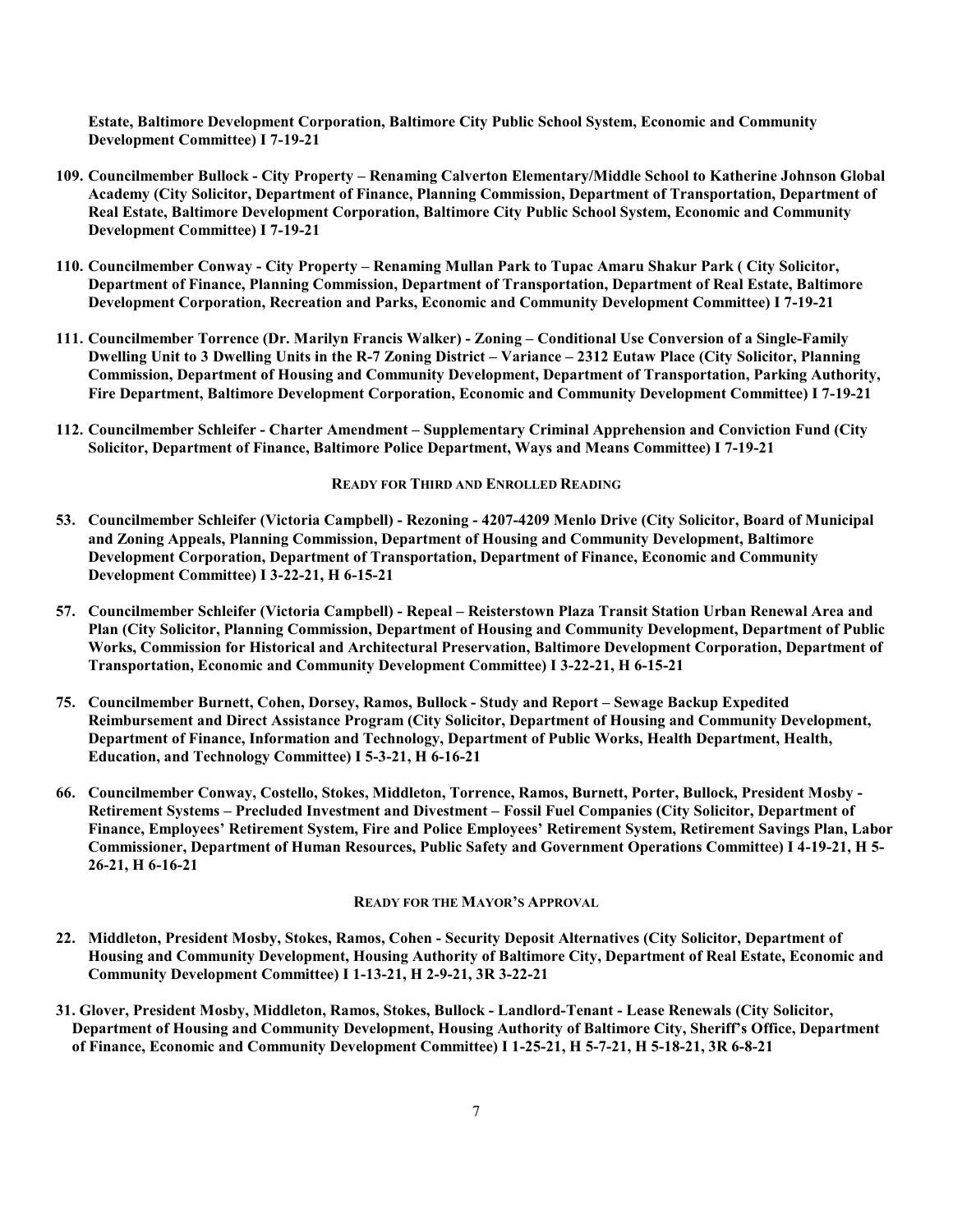**Estate, Baltimore Development Corporation, Baltimore City Public School System, Economic and Community Development Committee) I 7-19-21**

**109. Councilmember Bullock - City Property – Renaming Calverton Elementary/Middle School to Katherine Johnson Global Academy (City Solicitor, Department of Finance, Planning Commission, Department of Transportation, Department of Real Estate, Baltimore Development Corporation, Baltimore City Public School System, Economic and Community Development Committee) I 7-19-21**

**110. Councilmember Conway - City Property – Renaming Mullan Park to Tupac Amaru Shakur Park ( City Solicitor, Department of Finance, Planning Commission, Department of Transportation, Department of Real Estate, Baltimore Development Corporation, Recreation and Parks, Economic and Community Development Committee) I 7-19-21**

**111. Councilmember Torrence (Dr. Marilyn Francis Walker) - Zoning – Conditional Use Conversion of a Single-Family Dwelling Unit to 3 Dwelling Units in the R-7 Zoning District – Variance – 2312 Eutaw Place (City Solicitor, Planning Commission, Department of Housing and Community Development, Department of Transportation, Parking Authority, Fire Department, Baltimore Development Corporation, Economic and Community Development Committee) I 7-19-21**

**112. Councilmember Schleifer - Charter Amendment – Supplementary Criminal Apprehension and Conviction Fund (City Solicitor, Department of Finance, Baltimore Police Department, Ways and Means Committee) I 7-19-21**

### READY FOR THIRD AND ENROLLED READING

**53. Councilmember Schleifer (Victoria Campbell) - Rezoning - 4207-4209 Menlo Drive (City Solicitor, Board of Municipal and Zoning Appeals, Planning Commission, Department of Housing and Community Development, Baltimore Development Corporation, Department of Transportation, Department of Finance, Economic and Community Development Committee) I 3-22-21, H 6-15-21**

**57. Councilmember Schleifer (Victoria Campbell) - Repeal – Reisterstown Plaza Transit Station Urban Renewal Area and Plan (City Solicitor, Planning Commission, Department of Housing and Community Development, Department of Public Works, Commission for Historical and Architectural Preservation, Baltimore Development Corporation, Department of Transportation, Economic and Community Development Committee) I 3-22-21, H 6-15-21**

**75. Councilmember Burnett, Cohen, Dorsey, Ramos, Bullock - Study and Report – Sewage Backup Expedited Reimbursement and Direct Assistance Program (City Solicitor, Department of Housing and Community Development, Department of Finance, Information and Technology, Department of Public Works, Health Department, Health, Education, and Technology Committee) I 5-3-21, H 6-16-21**

**66. Councilmember Conway, Costello, Stokes, Middleton, Torrence, Ramos, Burnett, Porter, Bullock, President Mosby - Retirement Systems – Precluded Investment and Divestment – Fossil Fuel Companies (City Solicitor, Department of Finance, Employees' Retirement System, Fire and Police Employees' Retirement System, Retirement Savings Plan, Labor Commissioner, Department of Human Resources, Public Safety and Government Operations Committee) I 4-19-21, H 5-26-21, H 6-16-21**

### READY FOR THE MAYOR'S APPROVAL

**22. Middleton, President Mosby, Stokes, Ramos, Cohen - Security Deposit Alternatives (City Solicitor, Department of Housing and Community Development, Housing Authority of Baltimore City, Department of Real Estate, Economic and Community Development Committee) I 1-13-21, H 2-9-21, 3R 3-22-21**

**31. Glover, President Mosby, Middleton, Ramos, Stokes, Bullock - Landlord-Tenant - Lease Renewals (City Solicitor, Department of Housing and Community Development, Housing Authority of Baltimore City, Sheriff's Office, Department of Finance, Economic and Community Development Committee) I 1-25-21, H 5-7-21, H 5-18-21, 3R 6-8-21**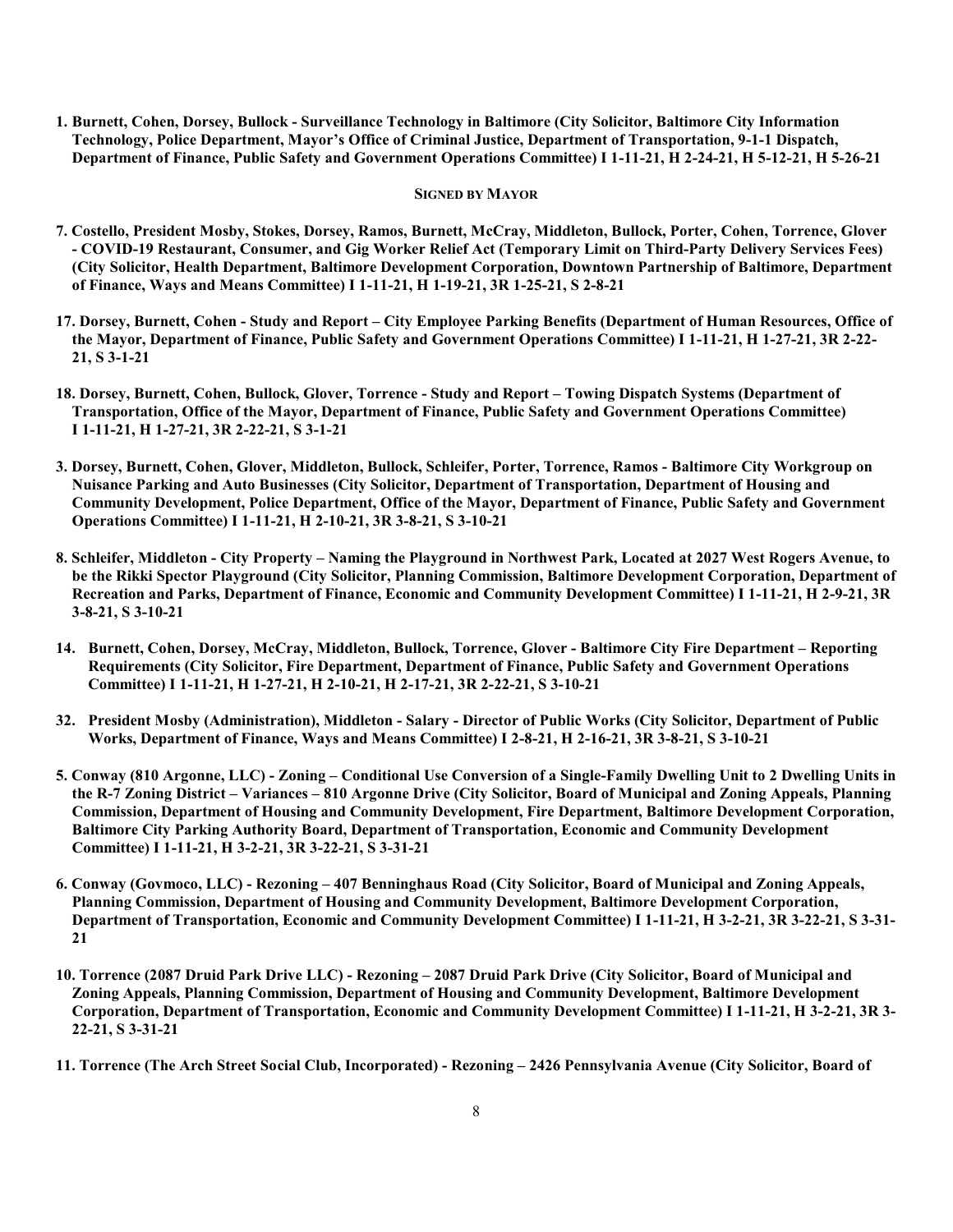**1. Burnett, Cohen, Dorsey, Bullock - Surveillance Technology in Baltimore (City Solicitor, Baltimore City Information Technology, Police Department, Mayor's Office of Criminal Justice, Department of Transportation, 9-1-1 Dispatch, Department of Finance, Public Safety and Government Operations Committee) I 1-11-21, H 2-24-21, H 5-12-21, H 5-26-21**

**SIGNED BY MAYOR**

**7. Costello, President Mosby, Stokes, Dorsey, Ramos, Burnett, McCray, Middleton, Bullock, Porter, Cohen, Torrence, Glover - COVID-19 Restaurant, Consumer, and Gig Worker Relief Act (Temporary Limit on Third-Party Delivery Services Fees) (City Solicitor, Health Department, Baltimore Development Corporation, Downtown Partnership of Baltimore, Department of Finance, Ways and Means Committee) I 1-11-21, H 1-19-21, 3R 1-25-21, S 2-8-21**

**17. Dorsey, Burnett, Cohen - Study and Report – City Employee Parking Benefits (Department of Human Resources, Office of the Mayor, Department of Finance, Public Safety and Government Operations Committee) I 1-11-21, H 1-27-21, 3R 2-22-21, S 3-1-21**

**18. Dorsey, Burnett, Cohen, Bullock, Glover, Torrence - Study and Report – Towing Dispatch Systems (Department of Transportation, Office of the Mayor, Department of Finance, Public Safety and Government Operations Committee) I 1-11-21, H 1-27-21, 3R 2-22-21, S 3-1-21**

**3. Dorsey, Burnett, Cohen, Glover, Middleton, Bullock, Schleifer, Porter, Torrence, Ramos - Baltimore City Workgroup on Nuisance Parking and Auto Businesses (City Solicitor, Department of Transportation, Department of Housing and Community Development, Police Department, Office of the Mayor, Department of Finance, Public Safety and Government Operations Committee) I 1-11-21, H 2-10-21, 3R 3-8-21, S 3-10-21**

**8. Schleifer, Middleton - City Property – Naming the Playground in Northwest Park, Located at 2027 West Rogers Avenue, to be the Rikki Spector Playground (City Solicitor, Planning Commission, Baltimore Development Corporation, Department of Recreation and Parks, Department of Finance, Economic and Community Development Committee) I 1-11-21, H 2-9-21, 3R 3-8-21, S 3-10-21**

**14. Burnett, Cohen, Dorsey, McCray, Middleton, Bullock, Torrence, Glover - Baltimore City Fire Department – Reporting Requirements (City Solicitor, Fire Department, Department of Finance, Public Safety and Government Operations Committee) I 1-11-21, H 1-27-21, H 2-10-21, H 2-17-21, 3R 2-22-21, S 3-10-21**

**32. President Mosby (Administration), Middleton - Salary - Director of Public Works (City Solicitor, Department of Public Works, Department of Finance, Ways and Means Committee) I 2-8-21, H 2-16-21, 3R 3-8-21, S 3-10-21**

**5. Conway (810 Argonne, LLC) - Zoning – Conditional Use Conversion of a Single-Family Dwelling Unit to 2 Dwelling Units in the R-7 Zoning District – Variances – 810 Argonne Drive (City Solicitor, Board of Municipal and Zoning Appeals, Planning Commission, Department of Housing and Community Development, Fire Department, Baltimore Development Corporation, Baltimore City Parking Authority Board, Department of Transportation, Economic and Community Development Committee) I 1-11-21, H 3-2-21, 3R 3-22-21, S 3-31-21**

**6. Conway (Govmoco, LLC) - Rezoning – 407 Benninghaus Road (City Solicitor, Board of Municipal and Zoning Appeals, Planning Commission, Department of Housing and Community Development, Baltimore Development Corporation, Department of Transportation, Economic and Community Development Committee) I 1-11-21, H 3-2-21, 3R 3-22-21, S 3-31-21**

**10. Torrence (2087 Druid Park Drive LLC) - Rezoning – 2087 Druid Park Drive (City Solicitor, Board of Municipal and Zoning Appeals, Planning Commission, Department of Housing and Community Development, Baltimore Development Corporation, Department of Transportation, Economic and Community Development Committee) I 1-11-21, H 3-2-21, 3R 3-22-21, S 3-31-21**

**11. Torrence (The Arch Street Social Club, Incorporated) - Rezoning – 2426 Pennsylvania Avenue (City Solicitor, Board of**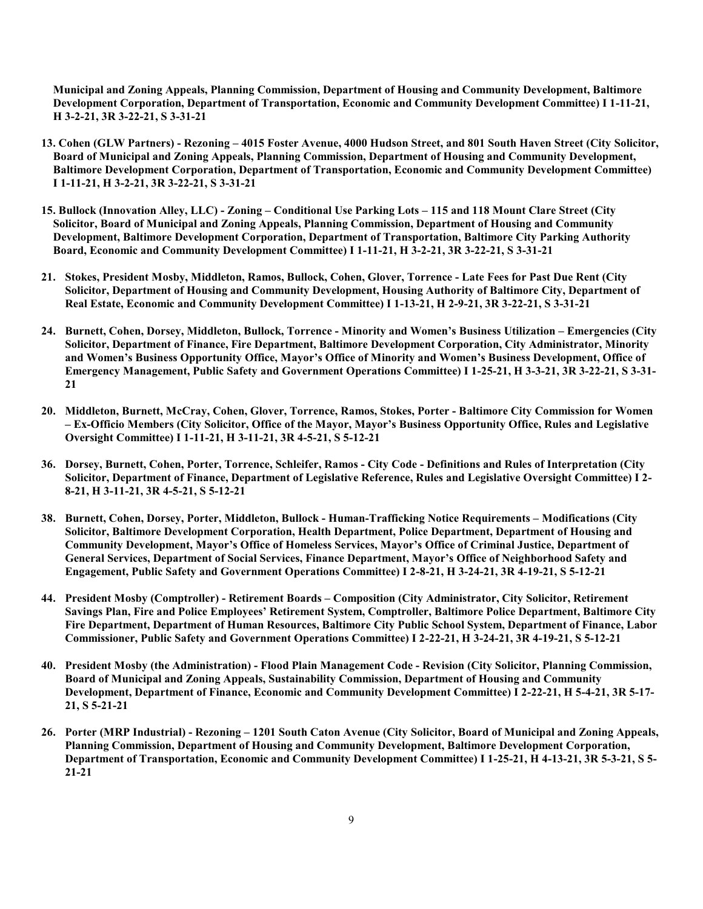**Municipal and Zoning Appeals, Planning Commission, Department of Housing and Community Development, Baltimore Development Corporation, Department of Transportation, Economic and Community Development Committee) I 1-11-21, H 3-2-21, 3R 3-22-21, S 3-31-21**

**13. Cohen (GLW Partners) - Rezoning – 4015 Foster Avenue, 4000 Hudson Street, and 801 South Haven Street (City Solicitor, Board of Municipal and Zoning Appeals, Planning Commission, Department of Housing and Community Development, Baltimore Development Corporation, Department of Transportation, Economic and Community Development Committee) I 1-11-21, H 3-2-21, 3R 3-22-21, S 3-31-21**

**15. Bullock (Innovation Alley, LLC) - Zoning – Conditional Use Parking Lots – 115 and 118 Mount Clare Street (City Solicitor, Board of Municipal and Zoning Appeals, Planning Commission, Department of Housing and Community Development, Baltimore Development Corporation, Department of Transportation, Baltimore City Parking Authority Board, Economic and Community Development Committee) I 1-11-21, H 3-2-21, 3R 3-22-21, S 3-31-21**

**21. Stokes, President Mosby, Middleton, Ramos, Bullock, Cohen, Glover, Torrence - Late Fees for Past Due Rent (City Solicitor, Department of Housing and Community Development, Housing Authority of Baltimore City, Department of Real Estate, Economic and Community Development Committee) I 1-13-21, H 2-9-21, 3R 3-22-21, S 3-31-21**

**24. Burnett, Cohen, Dorsey, Middleton, Bullock, Torrence - Minority and Women's Business Utilization – Emergencies (City Solicitor, Department of Finance, Fire Department, Baltimore Development Corporation, City Administrator, Minority and Women's Business Opportunity Office, Mayor's Office of Minority and Women's Business Development, Office of Emergency Management, Public Safety and Government Operations Committee) I 1-25-21, H 3-3-21, 3R 3-22-21, S 3-31-21**

**20. Middleton, Burnett, McCray, Cohen, Glover, Torrence, Ramos, Stokes, Porter - Baltimore City Commission for Women – Ex-Officio Members (City Solicitor, Office of the Mayor, Mayor's Business Opportunity Office, Rules and Legislative Oversight Committee) I 1-11-21, H 3-11-21, 3R 4-5-21, S 5-12-21**

**36. Dorsey, Burnett, Cohen, Porter, Torrence, Schleifer, Ramos - City Code - Definitions and Rules of Interpretation (City Solicitor, Department of Finance, Department of Legislative Reference, Rules and Legislative Oversight Committee) I 2-8-21, H 3-11-21, 3R 4-5-21, S 5-12-21**

**38. Burnett, Cohen, Dorsey, Porter, Middleton, Bullock - Human-Trafficking Notice Requirements – Modifications (City Solicitor, Baltimore Development Corporation, Health Department, Police Department, Department of Housing and Community Development, Mayor's Office of Homeless Services, Mayor's Office of Criminal Justice, Department of General Services, Department of Social Services, Finance Department, Mayor's Office of Neighborhood Safety and Engagement, Public Safety and Government Operations Committee) I 2-8-21, H 3-24-21, 3R 4-19-21, S 5-12-21**

**44. President Mosby (Comptroller) - Retirement Boards – Composition (City Administrator, City Solicitor, Retirement Savings Plan, Fire and Police Employees' Retirement System, Comptroller, Baltimore Police Department, Baltimore City Fire Department, Department of Human Resources, Baltimore City Public School System, Department of Finance, Labor Commissioner, Public Safety and Government Operations Committee) I 2-22-21, H 3-24-21, 3R 4-19-21, S 5-12-21**

**40. President Mosby (the Administration) - Flood Plain Management Code - Revision (City Solicitor, Planning Commission, Board of Municipal and Zoning Appeals, Sustainability Commission, Department of Housing and Community Development, Department of Finance, Economic and Community Development Committee) I 2-22-21, H 5-4-21, 3R 5-17-21, S 5-21-21**

**26. Porter (MRP Industrial) - Rezoning – 1201 South Caton Avenue (City Solicitor, Board of Municipal and Zoning Appeals, Planning Commission, Department of Housing and Community Development, Baltimore Development Corporation, Department of Transportation, Economic and Community Development Committee) I 1-25-21, H 4-13-21, 3R 5-3-21, S 5-21-21**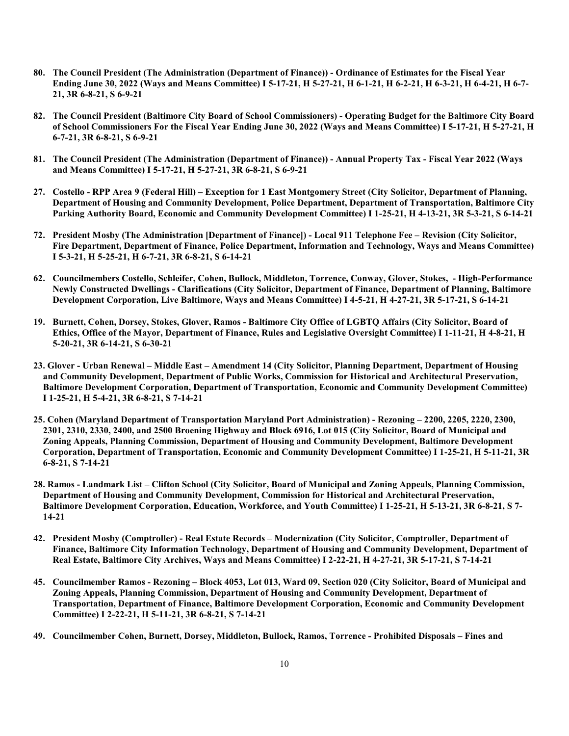**80. The Council President (The Administration (Department of Finance)) - Ordinance of Estimates for the Fiscal Year Ending June 30, 2022 (Ways and Means Committee) I 5-17-21, H 5-27-21, H 6-1-21, H 6-2-21, H 6-3-21, H 6-4-21, H 6-7-21, 3R 6-8-21, S 6-9-21**

**82. The Council President (Baltimore City Board of School Commissioners) - Operating Budget for the Baltimore City Board of School Commissioners For the Fiscal Year Ending June 30, 2022 (Ways and Means Committee) I 5-17-21, H 5-27-21, H 6-7-21, 3R 6-8-21, S 6-9-21**

**81. The Council President (The Administration (Department of Finance)) - Annual Property Tax - Fiscal Year 2022 (Ways and Means Committee) I 5-17-21, H 5-27-21, 3R 6-8-21, S 6-9-21**

**27. Costello - RPP Area 9 (Federal Hill) – Exception for 1 East Montgomery Street (City Solicitor, Department of Planning, Department of Housing and Community Development, Police Department, Department of Transportation, Baltimore City Parking Authority Board, Economic and Community Development Committee) I 1-25-21, H 4-13-21, 3R 5-3-21, S 6-14-21**

**72. President Mosby (The Administration [Department of Finance]) - Local 911 Telephone Fee – Revision (City Solicitor, Fire Department, Department of Finance, Police Department, Information and Technology, Ways and Means Committee) I 5-3-21, H 5-25-21, H 6-7-21, 3R 6-8-21, S 6-14-21**

**62. Councilmembers Costello, Schleifer, Cohen, Bullock, Middleton, Torrence, Conway, Glover, Stokes, - High-Performance Newly Constructed Dwellings - Clarifications (City Solicitor, Department of Finance, Department of Planning, Baltimore Development Corporation, Live Baltimore, Ways and Means Committee) I 4-5-21, H 4-27-21, 3R 5-17-21, S 6-14-21**

**19. Burnett, Cohen, Dorsey, Stokes, Glover, Ramos - Baltimore City Office of LGBTQ Affairs (City Solicitor, Board of Ethics, Office of the Mayor, Department of Finance, Rules and Legislative Oversight Committee) I 1-11-21, H 4-8-21, H 5-20-21, 3R 6-14-21, S 6-30-21**

**23. Glover - Urban Renewal – Middle East – Amendment 14 (City Solicitor, Planning Department, Department of Housing and Community Development, Department of Public Works, Commission for Historical and Architectural Preservation, Baltimore Development Corporation, Department of Transportation, Economic and Community Development Committee) I 1-25-21, H 5-4-21, 3R 6-8-21, S 7-14-21**

**25. Cohen (Maryland Department of Transportation Maryland Port Administration) - Rezoning – 2200, 2205, 2220, 2300, 2301, 2310, 2330, 2400, and 2500 Broening Highway and Block 6916, Lot 015 (City Solicitor, Board of Municipal and Zoning Appeals, Planning Commission, Department of Housing and Community Development, Baltimore Development Corporation, Department of Transportation, Economic and Community Development Committee) I 1-25-21, H 5-11-21, 3R 6-8-21, S 7-14-21**

**28. Ramos - Landmark List – Clifton School (City Solicitor, Board of Municipal and Zoning Appeals, Planning Commission, Department of Housing and Community Development, Commission for Historical and Architectural Preservation, Baltimore Development Corporation, Education, Workforce, and Youth Committee) I 1-25-21, H 5-13-21, 3R 6-8-21, S 7-14-21**

**42. President Mosby (Comptroller) - Real Estate Records – Modernization (City Solicitor, Comptroller, Department of Finance, Baltimore City Information Technology, Department of Housing and Community Development, Department of Real Estate, Baltimore City Archives, Ways and Means Committee) I 2-22-21, H 4-27-21, 3R 5-17-21, S 7-14-21**

**45. Councilmember Ramos - Rezoning – Block 4053, Lot 013, Ward 09, Section 020 (City Solicitor, Board of Municipal and Zoning Appeals, Planning Commission, Department of Housing and Community Development, Department of Transportation, Department of Finance, Baltimore Development Corporation, Economic and Community Development Committee) I 2-22-21, H 5-11-21, 3R 6-8-21, S 7-14-21**

**49. Councilmember Cohen, Burnett, Dorsey, Middleton, Bullock, Ramos, Torrence - Prohibited Disposals – Fines and**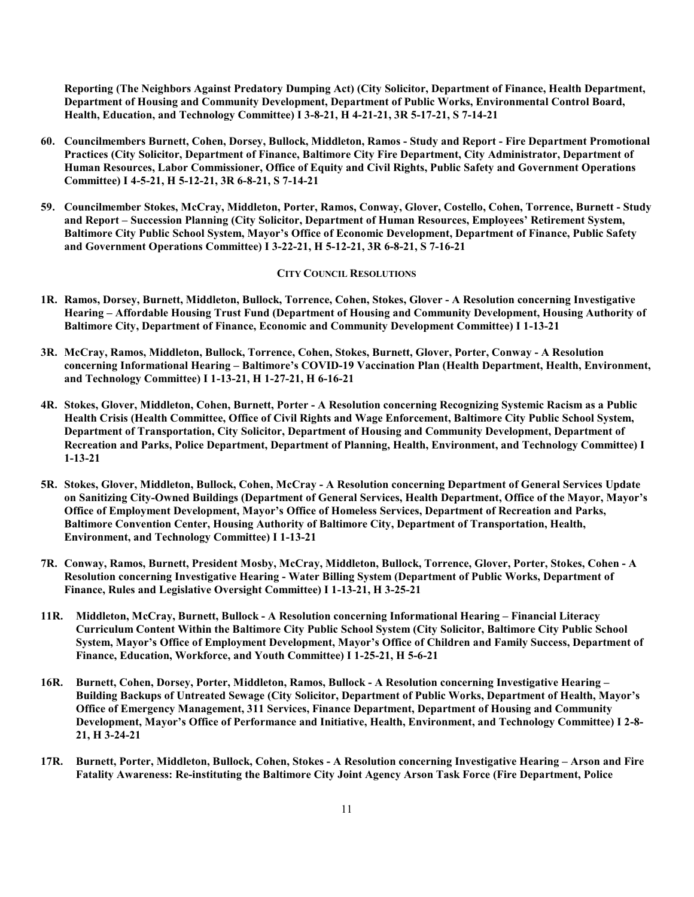**Reporting (The Neighbors Against Predatory Dumping Act) (City Solicitor, Department of Finance, Health Department, Department of Housing and Community Development, Department of Public Works, Environmental Control Board, Health, Education, and Technology Committee) I 3-8-21, H 4-21-21, 3R 5-17-21, S 7-14-21**

**60. Councilmembers Burnett, Cohen, Dorsey, Bullock, Middleton, Ramos - Study and Report - Fire Department Promotional Practices (City Solicitor, Department of Finance, Baltimore City Fire Department, City Administrator, Department of Human Resources, Labor Commissioner, Office of Equity and Civil Rights, Public Safety and Government Operations Committee) I 4-5-21, H 5-12-21, 3R 6-8-21, S 7-14-21**

**59. Councilmember Stokes, McCray, Middleton, Porter, Ramos, Conway, Glover, Costello, Cohen, Torrence, Burnett - Study and Report – Succession Planning (City Solicitor, Department of Human Resources, Employees' Retirement System, Baltimore City Public School System, Mayor's Office of Economic Development, Department of Finance, Public Safety and Government Operations Committee) I 3-22-21, H 5-12-21, 3R 6-8-21, S 7-16-21**

## CITY COUNCIL RESOLUTIONS

**1R. Ramos, Dorsey, Burnett, Middleton, Bullock, Torrence, Cohen, Stokes, Glover - A Resolution concerning Investigative Hearing – Affordable Housing Trust Fund (Department of Housing and Community Development, Housing Authority of Baltimore City, Department of Finance, Economic and Community Development Committee) I 1-13-21**

**3R. McCray, Ramos, Middleton, Bullock, Torrence, Cohen, Stokes, Burnett, Glover, Porter, Conway - A Resolution concerning Informational Hearing – Baltimore's COVID-19 Vaccination Plan (Health Department, Health, Environment, and Technology Committee) I 1-13-21, H 1-27-21, H 6-16-21**

**4R. Stokes, Glover, Middleton, Cohen, Burnett, Porter - A Resolution concerning Recognizing Systemic Racism as a Public Health Crisis (Health Committee, Office of Civil Rights and Wage Enforcement, Baltimore City Public School System, Department of Transportation, City Solicitor, Department of Housing and Community Development, Department of Recreation and Parks, Police Department, Department of Planning, Health, Environment, and Technology Committee) I 1-13-21**

**5R. Stokes, Glover, Middleton, Bullock, Cohen, McCray - A Resolution concerning Department of General Services Update on Sanitizing City-Owned Buildings (Department of General Services, Health Department, Office of the Mayor, Mayor's Office of Employment Development, Mayor's Office of Homeless Services, Department of Recreation and Parks, Baltimore Convention Center, Housing Authority of Baltimore City, Department of Transportation, Health, Environment, and Technology Committee) I 1-13-21**

**7R. Conway, Ramos, Burnett, President Mosby, McCray, Middleton, Bullock, Torrence, Glover, Porter, Stokes, Cohen - A Resolution concerning Investigative Hearing - Water Billing System (Department of Public Works, Department of Finance, Rules and Legislative Oversight Committee) I 1-13-21, H 3-25-21**

**11R. Middleton, McCray, Burnett, Bullock - A Resolution concerning Informational Hearing – Financial Literacy Curriculum Content Within the Baltimore City Public School System (City Solicitor, Baltimore City Public School System, Mayor's Office of Employment Development, Mayor's Office of Children and Family Success, Department of Finance, Education, Workforce, and Youth Committee) I 1-25-21, H 5-6-21**

**16R. Burnett, Cohen, Dorsey, Porter, Middleton, Ramos, Bullock - A Resolution concerning Investigative Hearing – Building Backups of Untreated Sewage (City Solicitor, Department of Public Works, Department of Health, Mayor's Office of Emergency Management, 311 Services, Finance Department, Department of Housing and Community Development, Mayor's Office of Performance and Initiative, Health, Environment, and Technology Committee) I 2-8-21, H 3-24-21**

**17R. Burnett, Porter, Middleton, Bullock, Cohen, Stokes - A Resolution concerning Investigative Hearing – Arson and Fire Fatality Awareness: Re-instituting the Baltimore City Joint Agency Arson Task Force (Fire Department, Police**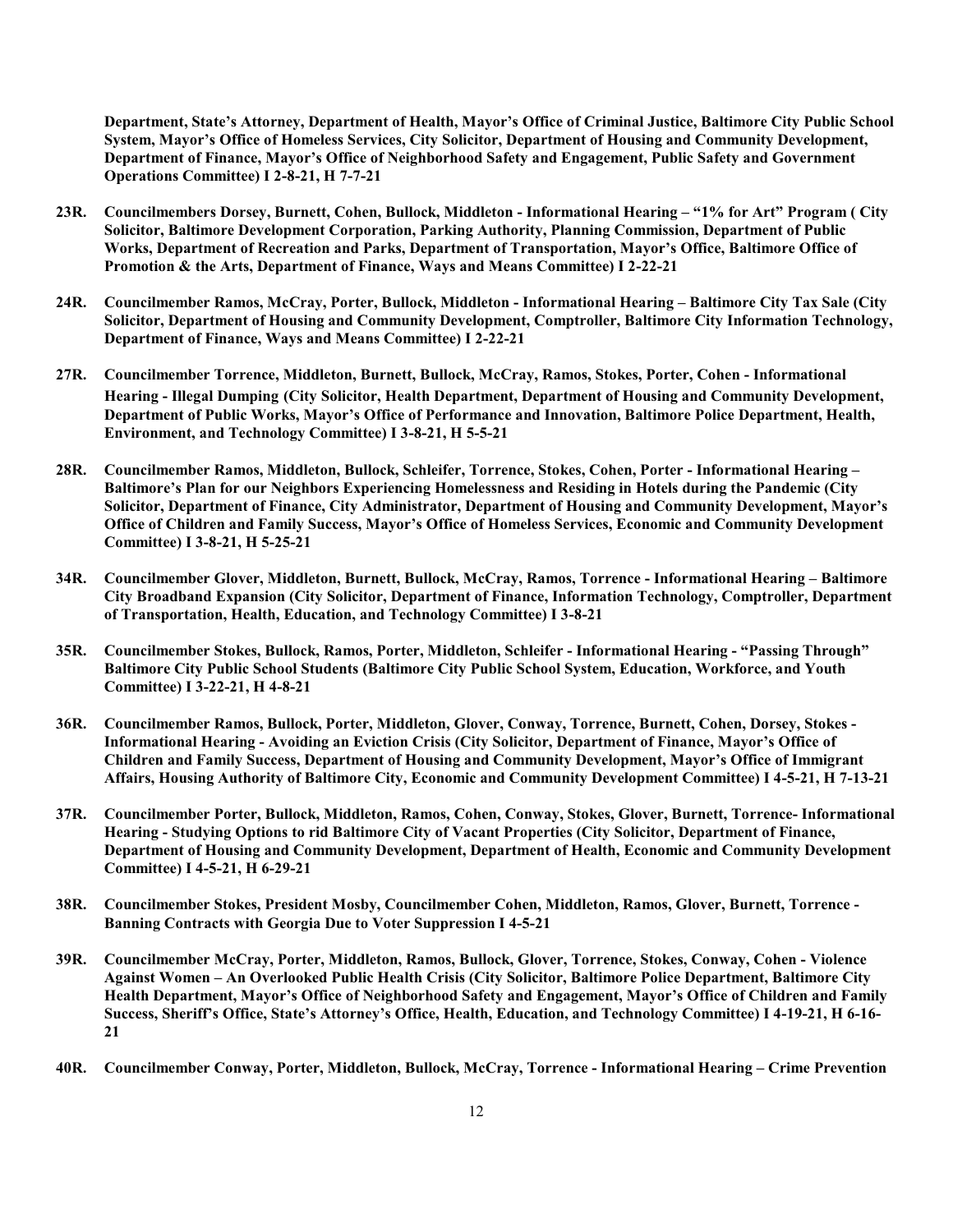**Department, State's Attorney, Department of Health, Mayor's Office of Criminal Justice, Baltimore City Public School System, Mayor's Office of Homeless Services, City Solicitor, Department of Housing and Community Development, Department of Finance, Mayor's Office of Neighborhood Safety and Engagement, Public Safety and Government Operations Committee) I 2-8-21, H 7-7-21**

**23R. Councilmembers Dorsey, Burnett, Cohen, Bullock, Middleton - Informational Hearing – "1% for Art" Program ( City Solicitor, Baltimore Development Corporation, Parking Authority, Planning Commission, Department of Public Works, Department of Recreation and Parks, Department of Transportation, Mayor's Office, Baltimore Office of Promotion & the Arts, Department of Finance, Ways and Means Committee) I 2-22-21**

**24R. Councilmember Ramos, McCray, Porter, Bullock, Middleton - Informational Hearing – Baltimore City Tax Sale (City Solicitor, Department of Housing and Community Development, Comptroller, Baltimore City Information Technology, Department of Finance, Ways and Means Committee) I 2-22-21**

**27R. Councilmember Torrence, Middleton, Burnett, Bullock, McCray, Ramos, Stokes, Porter, Cohen - Informational Hearing - Illegal Dumping (City Solicitor, Health Department, Department of Housing and Community Development, Department of Public Works, Mayor's Office of Performance and Innovation, Baltimore Police Department, Health, Environment, and Technology Committee) I 3-8-21, H 5-5-21**

**28R. Councilmember Ramos, Middleton, Bullock, Schleifer, Torrence, Stokes, Cohen, Porter - Informational Hearing – Baltimore's Plan for our Neighbors Experiencing Homelessness and Residing in Hotels during the Pandemic (City Solicitor, Department of Finance, City Administrator, Department of Housing and Community Development, Mayor's Office of Children and Family Success, Mayor's Office of Homeless Services, Economic and Community Development Committee) I 3-8-21, H 5-25-21**

**34R. Councilmember Glover, Middleton, Burnett, Bullock, McCray, Ramos, Torrence - Informational Hearing – Baltimore City Broadband Expansion (City Solicitor, Department of Finance, Information Technology, Comptroller, Department of Transportation, Health, Education, and Technology Committee) I 3-8-21**

**35R. Councilmember Stokes, Bullock, Ramos, Porter, Middleton, Schleifer - Informational Hearing - "Passing Through" Baltimore City Public School Students (Baltimore City Public School System, Education, Workforce, and Youth Committee) I 3-22-21, H 4-8-21**

**36R. Councilmember Ramos, Bullock, Porter, Middleton, Glover, Conway, Torrence, Burnett, Cohen, Dorsey, Stokes - Informational Hearing - Avoiding an Eviction Crisis (City Solicitor, Department of Finance, Mayor's Office of Children and Family Success, Department of Housing and Community Development, Mayor's Office of Immigrant Affairs, Housing Authority of Baltimore City, Economic and Community Development Committee) I 4-5-21, H 7-13-21**

**37R. Councilmember Porter, Bullock, Middleton, Ramos, Cohen, Conway, Stokes, Glover, Burnett, Torrence- Informational Hearing - Studying Options to rid Baltimore City of Vacant Properties (City Solicitor, Department of Finance, Department of Housing and Community Development, Department of Health, Economic and Community Development Committee) I 4-5-21, H 6-29-21**

**38R. Councilmember Stokes, President Mosby, Councilmember Cohen, Middleton, Ramos, Glover, Burnett, Torrence - Banning Contracts with Georgia Due to Voter Suppression I 4-5-21**

**39R. Councilmember McCray, Porter, Middleton, Ramos, Bullock, Glover, Torrence, Stokes, Conway, Cohen - Violence Against Women – An Overlooked Public Health Crisis (City Solicitor, Baltimore Police Department, Baltimore City Health Department, Mayor's Office of Neighborhood Safety and Engagement, Mayor's Office of Children and Family Success, Sheriff's Office, State's Attorney's Office, Health, Education, and Technology Committee) I 4-19-21, H 6-16-21**

**40R. Councilmember Conway, Porter, Middleton, Bullock, McCray, Torrence - Informational Hearing – Crime Prevention**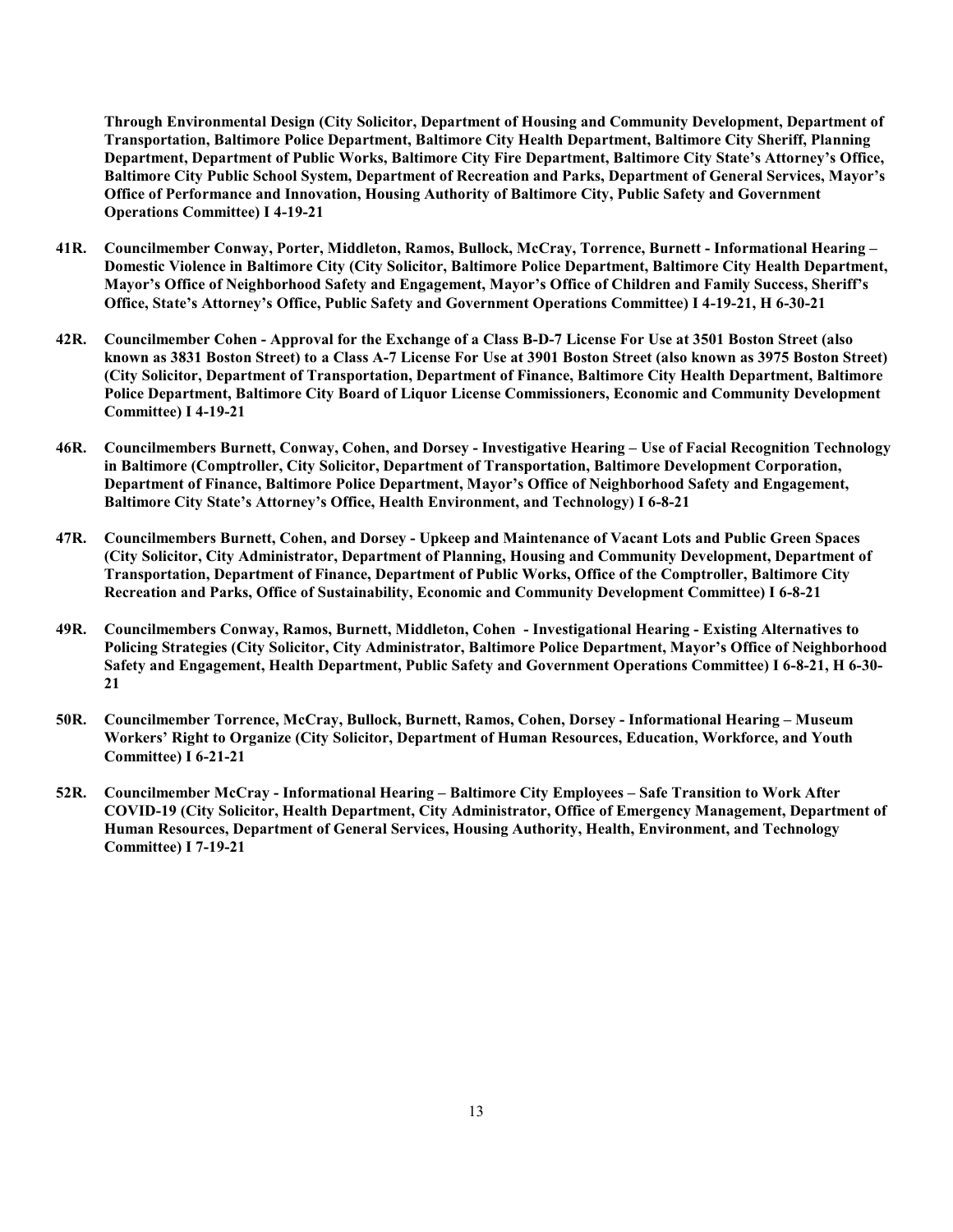**Through Environmental Design (City Solicitor, Department of Housing and Community Development, Department of Transportation, Baltimore Police Department, Baltimore City Health Department, Baltimore City Sheriff, Planning Department, Department of Public Works, Baltimore City Fire Department, Baltimore City State's Attorney's Office, Baltimore City Public School System, Department of Recreation and Parks, Department of General Services, Mayor's Office of Performance and Innovation, Housing Authority of Baltimore City, Public Safety and Government Operations Committee) I 4-19-21**

**41R. Councilmember Conway, Porter, Middleton, Ramos, Bullock, McCray, Torrence, Burnett - Informational Hearing – Domestic Violence in Baltimore City (City Solicitor, Baltimore Police Department, Baltimore City Health Department, Mayor's Office of Neighborhood Safety and Engagement, Mayor's Office of Children and Family Success, Sheriff's Office, State's Attorney's Office, Public Safety and Government Operations Committee) I 4-19-21, H 6-30-21**

**42R. Councilmember Cohen - Approval for the Exchange of a Class B-D-7 License For Use at 3501 Boston Street (also known as 3831 Boston Street) to a Class A-7 License For Use at 3901 Boston Street (also known as 3975 Boston Street) (City Solicitor, Department of Transportation, Department of Finance, Baltimore City Health Department, Baltimore Police Department, Baltimore City Board of Liquor License Commissioners, Economic and Community Development Committee) I 4-19-21**

**46R. Councilmembers Burnett, Conway, Cohen, and Dorsey - Investigative Hearing – Use of Facial Recognition Technology in Baltimore (Comptroller, City Solicitor, Department of Transportation, Baltimore Development Corporation, Department of Finance, Baltimore Police Department, Mayor's Office of Neighborhood Safety and Engagement, Baltimore City State's Attorney's Office, Health Environment, and Technology) I 6-8-21**

**47R. Councilmembers Burnett, Cohen, and Dorsey - Upkeep and Maintenance of Vacant Lots and Public Green Spaces (City Solicitor, City Administrator, Department of Planning, Housing and Community Development, Department of Transportation, Department of Finance, Department of Public Works, Office of the Comptroller, Baltimore City Recreation and Parks, Office of Sustainability, Economic and Community Development Committee) I 6-8-21**

**49R. Councilmembers Conway, Ramos, Burnett, Middleton, Cohen - Investigational Hearing - Existing Alternatives to Policing Strategies (City Solicitor, City Administrator, Baltimore Police Department, Mayor's Office of Neighborhood Safety and Engagement, Health Department, Public Safety and Government Operations Committee) I 6-8-21, H 6-30-21**

**50R. Councilmember Torrence, McCray, Bullock, Burnett, Ramos, Cohen, Dorsey - Informational Hearing – Museum Workers' Right to Organize (City Solicitor, Department of Human Resources, Education, Workforce, and Youth Committee) I 6-21-21**

**52R. Councilmember McCray - Informational Hearing – Baltimore City Employees – Safe Transition to Work After COVID-19 (City Solicitor, Health Department, City Administrator, Office of Emergency Management, Department of Human Resources, Department of General Services, Housing Authority, Health, Environment, and Technology Committee) I 7-19-21**